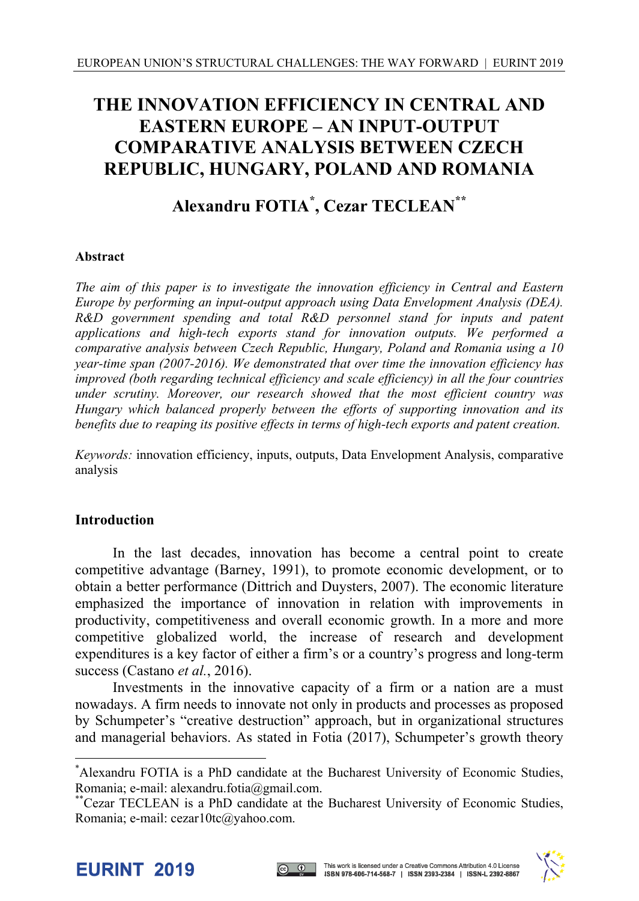# THE INNOVATION EFFICIENCY IN CENTRAL AND EASTERN EUROPE – AN INPUT-OUTPUT COMPARATIVE ANALYSIS BETWEEN CZECH REPUBLIC, HUNGARY, POLAND AND ROMANIA

## Alexandru FOTIA[*], Cezar TECLEAN[**]

### Abstract

*The aim of this paper is to investigate the innovation efficiency in Central and Eastern Europe by performing an input-output approach using Data Envelopment Analysis (DEA). R&D government spending and total R&D personnel stand for inputs and patent applications and high-tech exports stand for innovation outputs. We performed a comparative analysis between Czech Republic, Hungary, Poland and Romania using a 10 year-time span (2007-2016). We demonstrated that over time the innovation efficiency has improved (both regarding technical efficiency and scale efficiency) in all the four countries under scrutiny. Moreover, our research showed that the most efficient country was Hungary which balanced properly between the efforts of supporting innovation and its benefits due to reaping its positive effects in terms of high-tech exports and patent creation.*

*Keywords:* innovation efficiency, inputs, outputs, Data Envelopment Analysis, comparative analysis

### Introduction

In the last decades, innovation has become a central point to create competitive advantage (Barney, 1991), to promote economic development, or to obtain a better performance (Dittrich and Duysters, 2007). The economic literature emphasized the importance of innovation in relation with improvements in productivity, competitiveness and overall economic growth. In a more and more competitive globalized world, the increase of research and development expenditures is a key factor of either a firm's or a country's progress and long-term success (Castano *et al.*, 2016).

Investments in the innovative capacity of a firm or a nation are a must nowadays. A firm needs to innovate not only in products and processes as proposed by Schumpeter's "creative destruction" approach, but in organizational structures and managerial behaviors. As stated in Fotia (2017), Schumpeter's growth theory

---

[*] Alexandru FOTIA is a PhD candidate at the Bucharest University of Economic Studies, Romania; e-mail: alexandru.fotia@gmail.com.

[**] Cezar TECLEAN is a PhD candidate at the Bucharest University of Economic Studies, Romania; e-mail: cezar10tc@yahoo.com.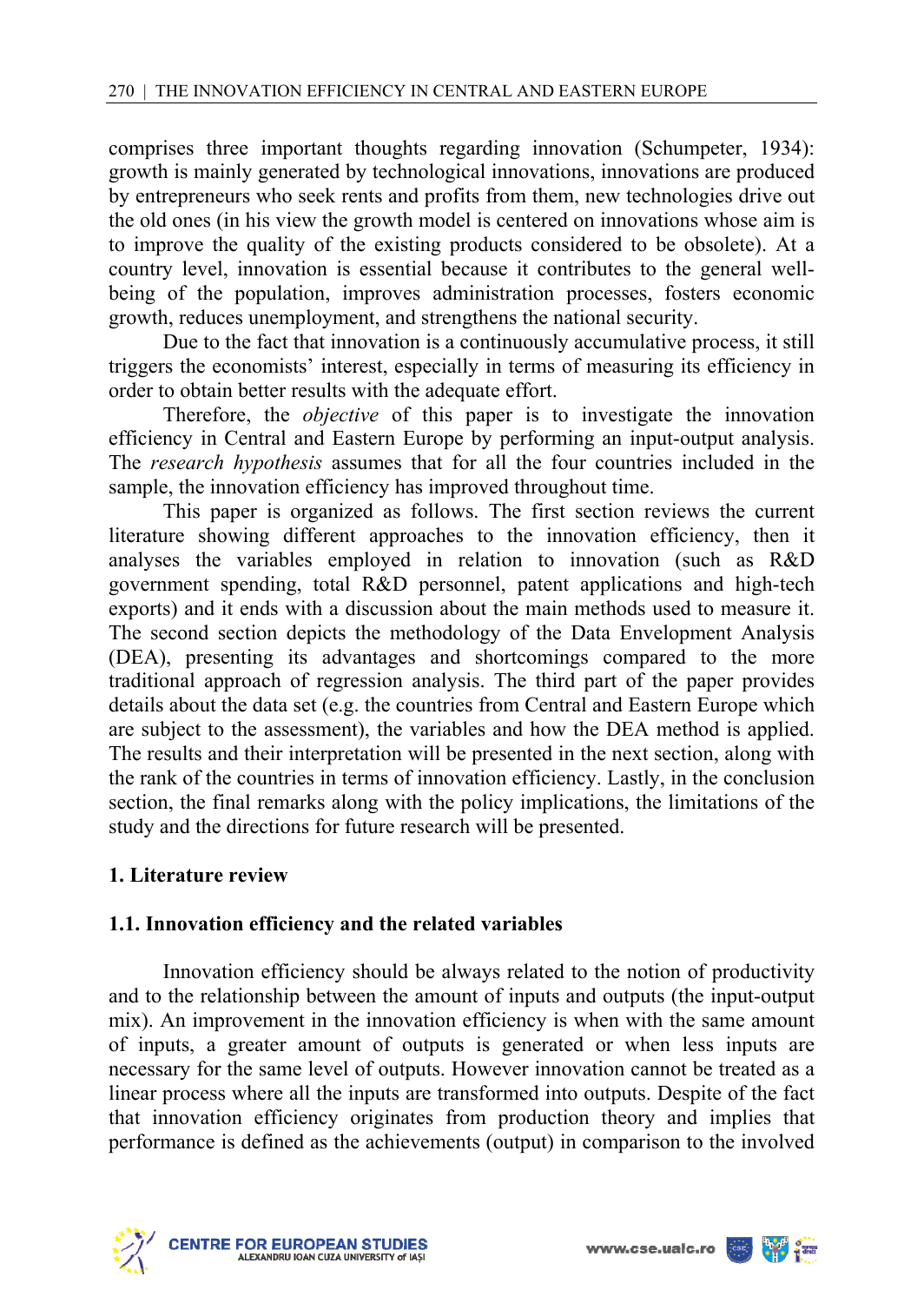comprises three important thoughts regarding innovation (Schumpeter, 1934): growth is mainly generated by technological innovations, innovations are produced by entrepreneurs who seek rents and profits from them, new technologies drive out the old ones (in his view the growth model is centered on innovations whose aim is to improve the quality of the existing products considered to be obsolete). At a country level, innovation is essential because it contributes to the general well-being of the population, improves administration processes, fosters economic growth, reduces unemployment, and strengthens the national security.

Due to the fact that innovation is a continuously accumulative process, it still triggers the economists' interest, especially in terms of measuring its efficiency in order to obtain better results with the adequate effort.

Therefore, the *objective* of this paper is to investigate the innovation efficiency in Central and Eastern Europe by performing an input-output analysis. The *research hypothesis* assumes that for all the four countries included in the sample, the innovation efficiency has improved throughout time.

This paper is organized as follows. The first section reviews the current literature showing different approaches to the innovation efficiency, then it analyses the variables employed in relation to innovation (such as R&D government spending, total R&D personnel, patent applications and high-tech exports) and it ends with a discussion about the main methods used to measure it. The second section depicts the methodology of the Data Envelopment Analysis (DEA), presenting its advantages and shortcomings compared to the more traditional approach of regression analysis. The third part of the paper provides details about the data set (e.g. the countries from Central and Eastern Europe which are subject to the assessment), the variables and how the DEA method is applied. The results and their interpretation will be presented in the next section, along with the rank of the countries in terms of innovation efficiency. Lastly, in the conclusion section, the final remarks along with the policy implications, the limitations of the study and the directions for future research will be presented.

## 1. Literature review

### 1.1. Innovation efficiency and the related variables

Innovation efficiency should be always related to the notion of productivity and to the relationship between the amount of inputs and outputs (the input-output mix). An improvement in the innovation efficiency is when with the same amount of inputs, a greater amount of outputs is generated or when less inputs are necessary for the same level of outputs. However innovation cannot be treated as a linear process where all the inputs are transformed into outputs. Despite of the fact that innovation efficiency originates from production theory and implies that performance is defined as the achievements (output) in comparison to the involved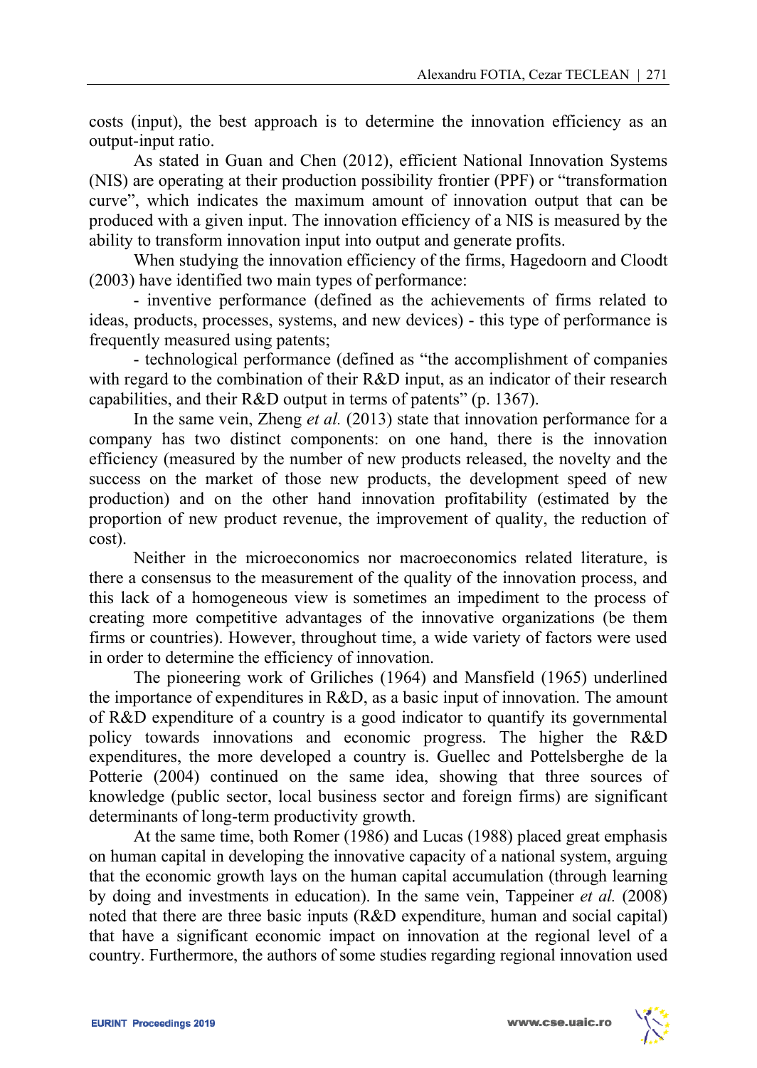costs (input), the best approach is to determine the innovation efficiency as an output-input ratio.

As stated in Guan and Chen (2012), efficient National Innovation Systems (NIS) are operating at their production possibility frontier (PPF) or "transformation curve", which indicates the maximum amount of innovation output that can be produced with a given input. The innovation efficiency of a NIS is measured by the ability to transform innovation input into output and generate profits.

When studying the innovation efficiency of the firms, Hagedoorn and Cloodt (2003) have identified two main types of performance:

- inventive performance (defined as the achievements of firms related to ideas, products, processes, systems, and new devices) - this type of performance is frequently measured using patents;

- technological performance (defined as "the accomplishment of companies with regard to the combination of their R&D input, as an indicator of their research capabilities, and their R&D output in terms of patents" (p. 1367).

In the same vein, Zheng *et al.* (2013) state that innovation performance for a company has two distinct components: on one hand, there is the innovation efficiency (measured by the number of new products released, the novelty and the success on the market of those new products, the development speed of new production) and on the other hand innovation profitability (estimated by the proportion of new product revenue, the improvement of quality, the reduction of cost).

Neither in the microeconomics nor macroeconomics related literature, is there a consensus to the measurement of the quality of the innovation process, and this lack of a homogeneous view is sometimes an impediment to the process of creating more competitive advantages of the innovative organizations (be them firms or countries). However, throughout time, a wide variety of factors were used in order to determine the efficiency of innovation.

The pioneering work of Griliches (1964) and Mansfield (1965) underlined the importance of expenditures in R&D, as a basic input of innovation. The amount of R&D expenditure of a country is a good indicator to quantify its governmental policy towards innovations and economic progress. The higher the R&D expenditures, the more developed a country is. Guellec and Pottelsberghe de la Potterie (2004) continued on the same idea, showing that three sources of knowledge (public sector, local business sector and foreign firms) are significant determinants of long-term productivity growth.

At the same time, both Romer (1986) and Lucas (1988) placed great emphasis on human capital in developing the innovative capacity of a national system, arguing that the economic growth lays on the human capital accumulation (through learning by doing and investments in education). In the same vein, Tappeiner *et al.* (2008) noted that there are three basic inputs (R&D expenditure, human and social capital) that have a significant economic impact on innovation at the regional level of a country. Furthermore, the authors of some studies regarding regional innovation used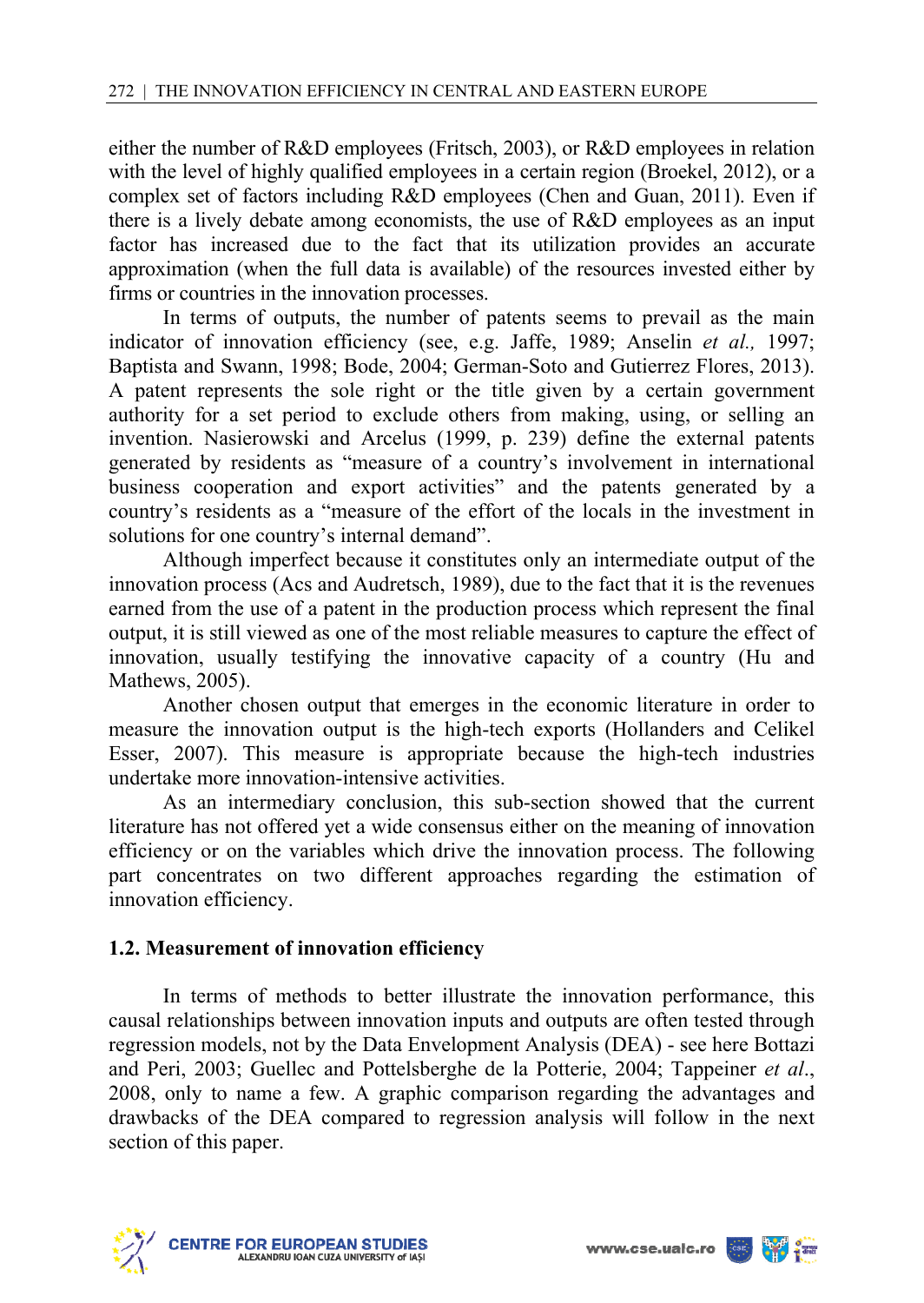either the number of R&D employees (Fritsch, 2003), or R&D employees in relation with the level of highly qualified employees in a certain region (Broekel, 2012), or a complex set of factors including R&D employees (Chen and Guan, 2011). Even if there is a lively debate among economists, the use of R&D employees as an input factor has increased due to the fact that its utilization provides an accurate approximation (when the full data is available) of the resources invested either by firms or countries in the innovation processes.

In terms of outputs, the number of patents seems to prevail as the main indicator of innovation efficiency (see, e.g. Jaffe, 1989; Anselin *et al.,* 1997; Baptista and Swann, 1998; Bode, 2004; German-Soto and Gutierrez Flores, 2013). A patent represents the sole right or the title given by a certain government authority for a set period to exclude others from making, using, or selling an invention. Nasierowski and Arcelus (1999, p. 239) define the external patents generated by residents as "measure of a country's involvement in international business cooperation and export activities" and the patents generated by a country's residents as a "measure of the effort of the locals in the investment in solutions for one country's internal demand".

Although imperfect because it constitutes only an intermediate output of the innovation process (Acs and Audretsch, 1989), due to the fact that it is the revenues earned from the use of a patent in the production process which represent the final output, it is still viewed as one of the most reliable measures to capture the effect of innovation, usually testifying the innovative capacity of a country (Hu and Mathews, 2005).

Another chosen output that emerges in the economic literature in order to measure the innovation output is the high-tech exports (Hollanders and Celikel Esser, 2007). This measure is appropriate because the high-tech industries undertake more innovation-intensive activities.

As an intermediary conclusion, this sub-section showed that the current literature has not offered yet a wide consensus either on the meaning of innovation efficiency or on the variables which drive the innovation process. The following part concentrates on two different approaches regarding the estimation of innovation efficiency.

### 1.2. Measurement of innovation efficiency

In terms of methods to better illustrate the innovation performance, this causal relationships between innovation inputs and outputs are often tested through regression models, not by the Data Envelopment Analysis (DEA) - see here Bottazi and Peri, 2003; Guellec and Pottelsberghe de la Potterie, 2004; Tappeiner *et al*., 2008, only to name a few. A graphic comparison regarding the advantages and drawbacks of the DEA compared to regression analysis will follow in the next section of this paper.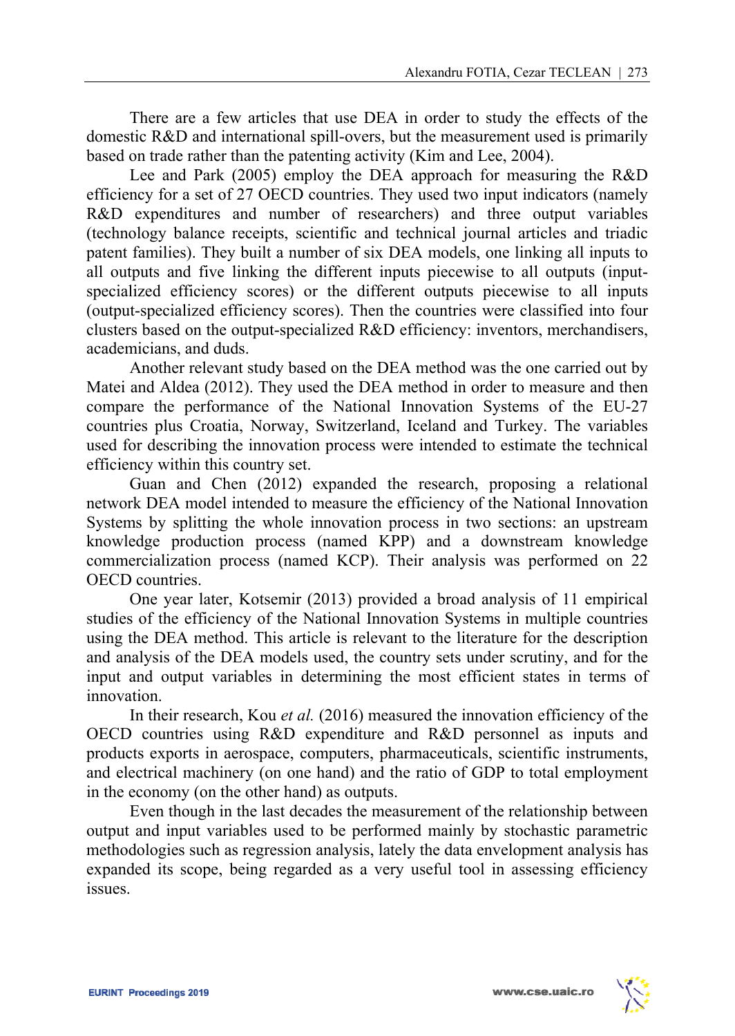There are a few articles that use DEA in order to study the effects of the domestic R&D and international spill-overs, but the measurement used is primarily based on trade rather than the patenting activity (Kim and Lee, 2004).

Lee and Park (2005) employ the DEA approach for measuring the R&D efficiency for a set of 27 OECD countries. They used two input indicators (namely R&D expenditures and number of researchers) and three output variables (technology balance receipts, scientific and technical journal articles and triadic patent families). They built a number of six DEA models, one linking all inputs to all outputs and five linking the different inputs piecewise to all outputs (input-specialized efficiency scores) or the different outputs piecewise to all inputs (output-specialized efficiency scores). Then the countries were classified into four clusters based on the output-specialized R&D efficiency: inventors, merchandisers, academicians, and duds.

Another relevant study based on the DEA method was the one carried out by Matei and Aldea (2012). They used the DEA method in order to measure and then compare the performance of the National Innovation Systems of the EU-27 countries plus Croatia, Norway, Switzerland, Iceland and Turkey. The variables used for describing the innovation process were intended to estimate the technical efficiency within this country set.

Guan and Chen (2012) expanded the research, proposing a relational network DEA model intended to measure the efficiency of the National Innovation Systems by splitting the whole innovation process in two sections: an upstream knowledge production process (named KPP) and a downstream knowledge commercialization process (named KCP). Their analysis was performed on 22 OECD countries.

One year later, Kotsemir (2013) provided a broad analysis of 11 empirical studies of the efficiency of the National Innovation Systems in multiple countries using the DEA method. This article is relevant to the literature for the description and analysis of the DEA models used, the country sets under scrutiny, and for the input and output variables in determining the most efficient states in terms of innovation.

In their research, Kou *et al.* (2016) measured the innovation efficiency of the OECD countries using R&D expenditure and R&D personnel as inputs and products exports in aerospace, computers, pharmaceuticals, scientific instruments, and electrical machinery (on one hand) and the ratio of GDP to total employment in the economy (on the other hand) as outputs.

Even though in the last decades the measurement of the relationship between output and input variables used to be performed mainly by stochastic parametric methodologies such as regression analysis, lately the data envelopment analysis has expanded its scope, being regarded as a very useful tool in assessing efficiency issues.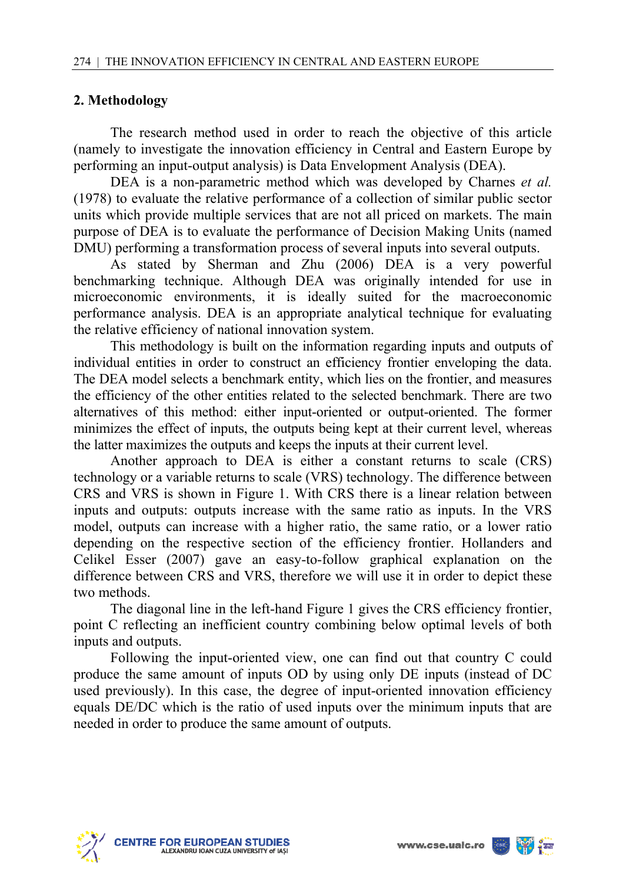## 2. Methodology

The research method used in order to reach the objective of this article (namely to investigate the innovation efficiency in Central and Eastern Europe by performing an input-output analysis) is Data Envelopment Analysis (DEA).

DEA is a non-parametric method which was developed by Charnes *et al.* (1978) to evaluate the relative performance of a collection of similar public sector units which provide multiple services that are not all priced on markets. The main purpose of DEA is to evaluate the performance of Decision Making Units (named DMU) performing a transformation process of several inputs into several outputs.

As stated by Sherman and Zhu (2006) DEA is a very powerful benchmarking technique. Although DEA was originally intended for use in microeconomic environments, it is ideally suited for the macroeconomic performance analysis. DEA is an appropriate analytical technique for evaluating the relative efficiency of national innovation system.

This methodology is built on the information regarding inputs and outputs of individual entities in order to construct an efficiency frontier enveloping the data. The DEA model selects a benchmark entity, which lies on the frontier, and measures the efficiency of the other entities related to the selected benchmark. There are two alternatives of this method: either input-oriented or output-oriented. The former minimizes the effect of inputs, the outputs being kept at their current level, whereas the latter maximizes the outputs and keeps the inputs at their current level.

Another approach to DEA is either a constant returns to scale (CRS) technology or a variable returns to scale (VRS) technology. The difference between CRS and VRS is shown in Figure 1. With CRS there is a linear relation between inputs and outputs: outputs increase with the same ratio as inputs. In the VRS model, outputs can increase with a higher ratio, the same ratio, or a lower ratio depending on the respective section of the efficiency frontier. Hollanders and Celikel Esser (2007) gave an easy-to-follow graphical explanation on the difference between CRS and VRS, therefore we will use it in order to depict these two methods.

The diagonal line in the left-hand Figure 1 gives the CRS efficiency frontier, point C reflecting an inefficient country combining below optimal levels of both inputs and outputs.

Following the input-oriented view, one can find out that country C could produce the same amount of inputs OD by using only DE inputs (instead of DC used previously). In this case, the degree of input-oriented innovation efficiency equals DE/DC which is the ratio of used inputs over the minimum inputs that are needed in order to produce the same amount of outputs.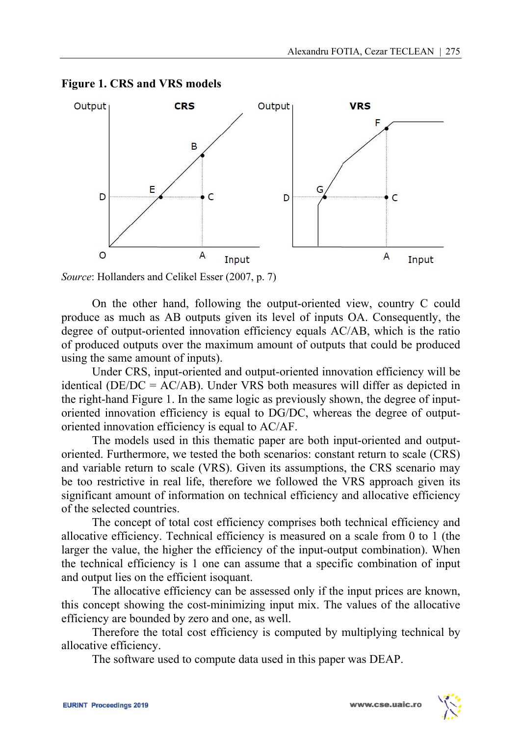**Figure 1. CRS and VRS models**

*Source*: Hollanders and Celikel Esser (2007, p. 7)

On the other hand, following the output-oriented view, country C could produce as much as AB outputs given its level of inputs OA. Consequently, the degree of output-oriented innovation efficiency equals AC/AB, which is the ratio of produced outputs over the maximum amount of outputs that could be produced using the same amount of inputs).

Under CRS, input-oriented and output-oriented innovation efficiency will be identical (DE/DC = AC/AB). Under VRS both measures will differ as depicted in the right-hand Figure 1. In the same logic as previously shown, the degree of input-oriented innovation efficiency is equal to DG/DC, whereas the degree of output-oriented innovation efficiency is equal to AC/AF.

The models used in this thematic paper are both input-oriented and output-oriented. Furthermore, we tested the both scenarios: constant return to scale (CRS) and variable return to scale (VRS). Given its assumptions, the CRS scenario may be too restrictive in real life, therefore we followed the VRS approach given its significant amount of information on technical efficiency and allocative efficiency of the selected countries.

The concept of total cost efficiency comprises both technical efficiency and allocative efficiency. Technical efficiency is measured on a scale from 0 to 1 (the larger the value, the higher the efficiency of the input-output combination). When the technical efficiency is 1 one can assume that a specific combination of input and output lies on the efficient isoquant.

The allocative efficiency can be assessed only if the input prices are known, this concept showing the cost-minimizing input mix. The values of the allocative efficiency are bounded by zero and one, as well.

Therefore the total cost efficiency is computed by multiplying technical by allocative efficiency.

The software used to compute data used in this paper was DEAP.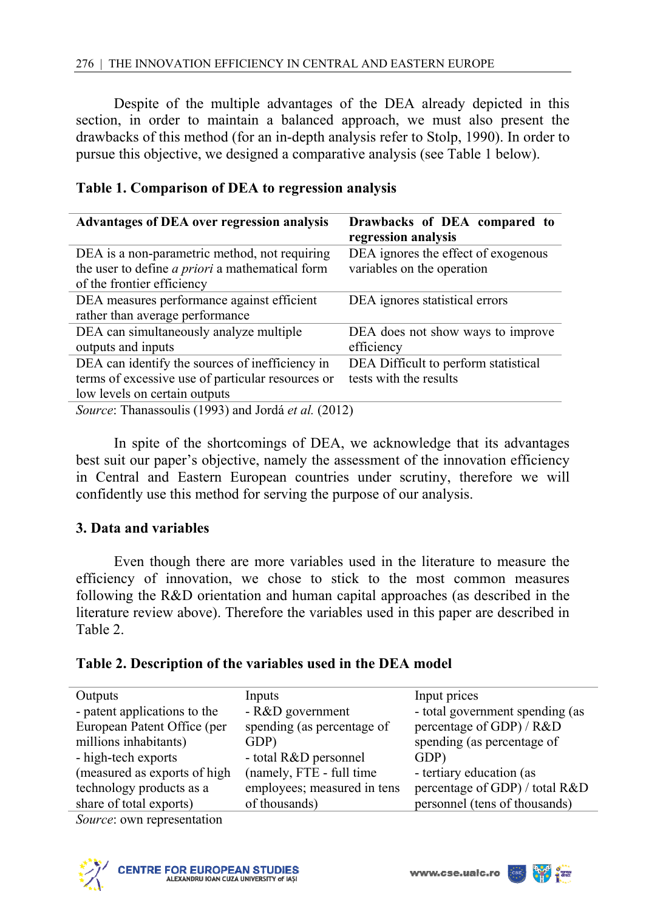Despite of the multiple advantages of the DEA already depicted in this section, in order to maintain a balanced approach, we must also present the drawbacks of this method (for an in-depth analysis refer to Stolp, 1990). In order to pursue this objective, we designed a comparative analysis (see Table 1 below).

**Table 1. Comparison of DEA to regression analysis**

| Advantages of DEA over regression analysis | Drawbacks of DEA compared to regression analysis |
|---|---|
| DEA is a non-parametric method, not requiring the user to define *a priori* a mathematical form of the frontier efficiency | DEA ignores the effect of exogenous variables on the operation |
| DEA measures performance against efficient rather than average performance | DEA ignores statistical errors |
| DEA can simultaneously analyze multiple outputs and inputs | DEA does not show ways to improve efficiency |
| DEA can identify the sources of inefficiency in terms of excessive use of particular resources or low levels on certain outputs | DEA Difficult to perform statistical tests with the results |

*Source*: Thanassoulis (1993) and Jordá *et al.* (2012)

In spite of the shortcomings of DEA, we acknowledge that its advantages best suit our paper's objective, namely the assessment of the innovation efficiency in Central and Eastern European countries under scrutiny, therefore we will confidently use this method for serving the purpose of our analysis.

## 3. Data and variables

Even though there are more variables used in the literature to measure the efficiency of innovation, we chose to stick to the most common measures following the R&D orientation and human capital approaches (as described in the literature review above). Therefore the variables used in this paper are described in Table 2.

**Table 2. Description of the variables used in the DEA model**

| Outputs | Inputs | Input prices |
|---|---|---|
| - patent applications to the European Patent Office (per millions inhabitants)<br>- high-tech exports (measured as exports of high technology products as a share of total exports) | - R&D government spending (as percentage of GDP)<br>- total R&D personnel (namely, FTE - full time employees; measured in tens of thousands) | - total government spending (as percentage of GDP) / R&D spending (as percentage of GDP)<br>- tertiary education (as percentage of GDP) / total R&D personnel (tens of thousands) |

*Source*: own representation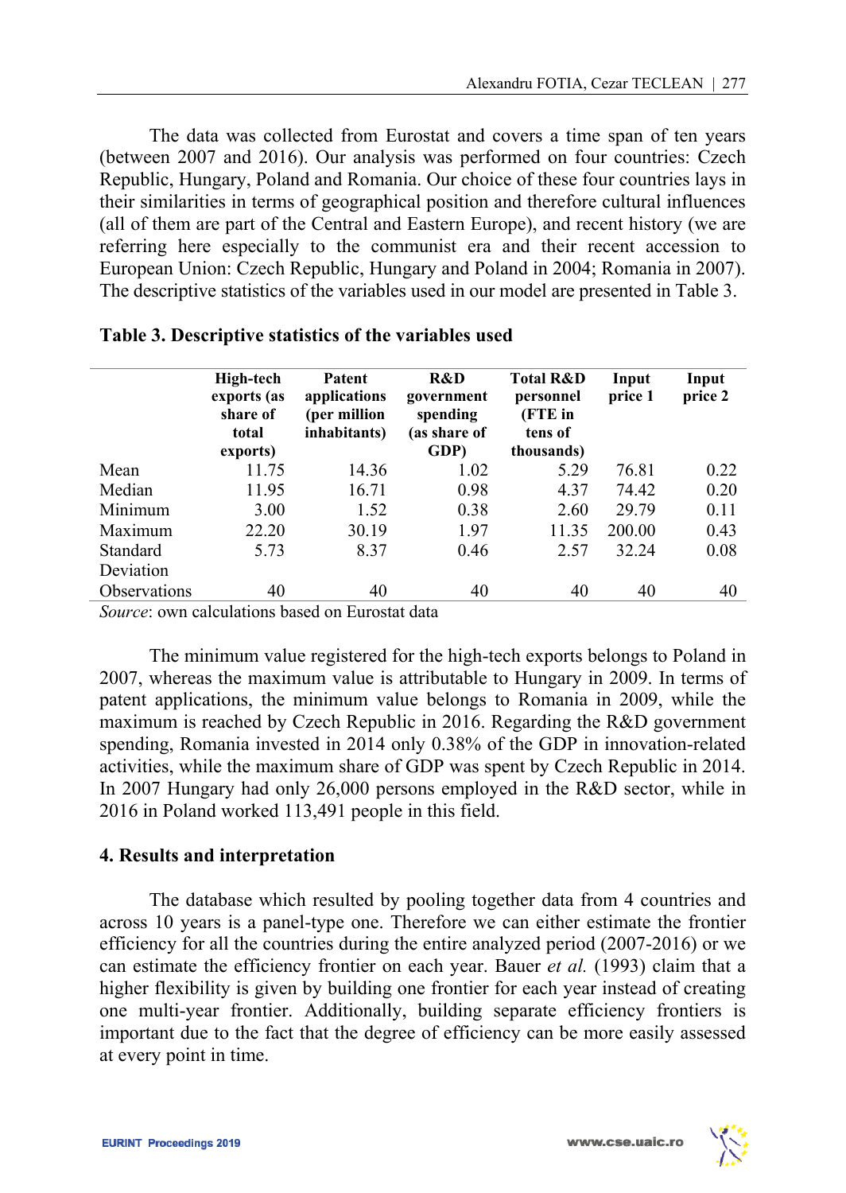The data was collected from Eurostat and covers a time span of ten years (between 2007 and 2016). Our analysis was performed on four countries: Czech Republic, Hungary, Poland and Romania. Our choice of these four countries lays in their similarities in terms of geographical position and therefore cultural influences (all of them are part of the Central and Eastern Europe), and recent history (we are referring here especially to the communist era and their recent accession to European Union: Czech Republic, Hungary and Poland in 2004; Romania in 2007). The descriptive statistics of the variables used in our model are presented in Table 3.

**Table 3. Descriptive statistics of the variables used**

| | High-tech exports (as share of total exports) | Patent applications (per million inhabitants) | R&D government spending (as share of GDP) | Total R&D personnel (FTE in tens of thousands) | Input price 1 | Input price 2 |
|---|---|---|---|---|---|---|
| Mean | 11.75 | 14.36 | 1.02 | 5.29 | 76.81 | 0.22 |
| Median | 11.95 | 16.71 | 0.98 | 4.37 | 74.42 | 0.20 |
| Minimum | 3.00 | 1.52 | 0.38 | 2.60 | 29.79 | 0.11 |
| Maximum | 22.20 | 30.19 | 1.97 | 11.35 | 200.00 | 0.43 |
| Standard Deviation | 5.73 | 8.37 | 0.46 | 2.57 | 32.24 | 0.08 |
| Observations | 40 | 40 | 40 | 40 | 40 | 40 |

*Source*: own calculations based on Eurostat data

The minimum value registered for the high-tech exports belongs to Poland in 2007, whereas the maximum value is attributable to Hungary in 2009. In terms of patent applications, the minimum value belongs to Romania in 2009, while the maximum is reached by Czech Republic in 2016. Regarding the R&D government spending, Romania invested in 2014 only 0.38% of the GDP in innovation-related activities, while the maximum share of GDP was spent by Czech Republic in 2014. In 2007 Hungary had only 26,000 persons employed in the R&D sector, while in 2016 in Poland worked 113,491 people in this field.

## 4. Results and interpretation

The database which resulted by pooling together data from 4 countries and across 10 years is a panel-type one. Therefore we can either estimate the frontier efficiency for all the countries during the entire analyzed period (2007-2016) or we can estimate the efficiency frontier on each year. Bauer *et al.* (1993) claim that a higher flexibility is given by building one frontier for each year instead of creating one multi-year frontier. Additionally, building separate efficiency frontiers is important due to the fact that the degree of efficiency can be more easily assessed at every point in time.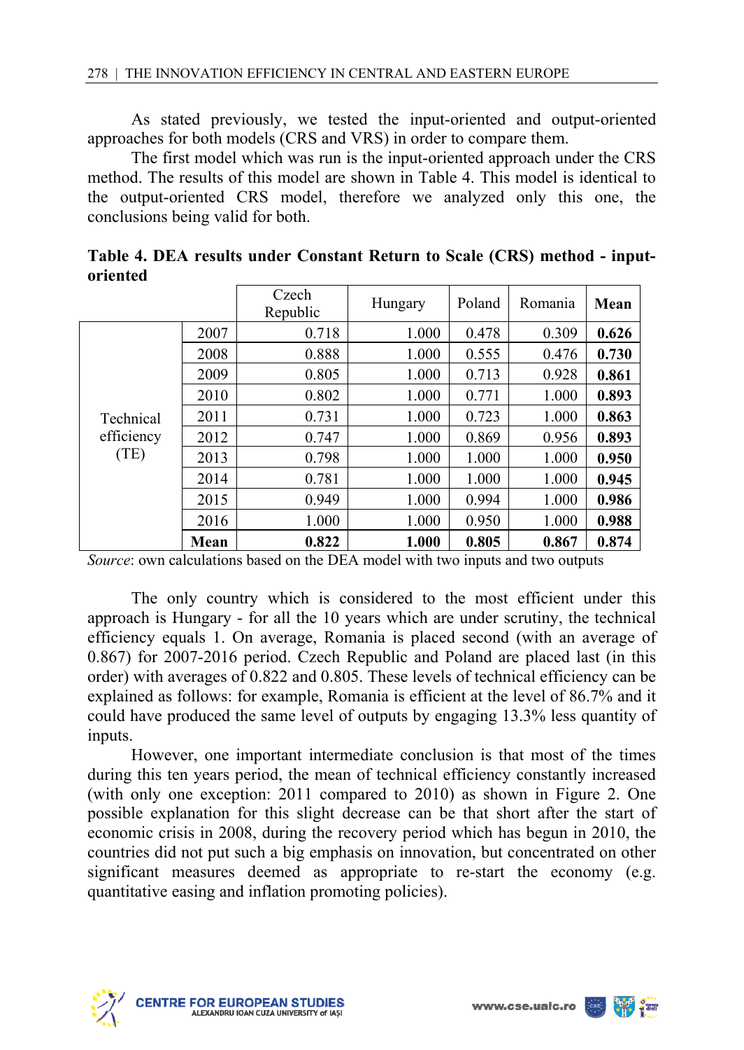As stated previously, we tested the input-oriented and output-oriented approaches for both models (CRS and VRS) in order to compare them.

The first model which was run is the input-oriented approach under the CRS method. The results of this model are shown in Table 4. This model is identical to the output-oriented CRS model, therefore we analyzed only this one, the conclusions being valid for both.

**Table 4. DEA results under Constant Return to Scale (CRS) method - input-oriented**

| | | Czech Republic | Hungary | Poland | Romania | **Mean** |
|---|---|---|---|---|---|---|
| Technical efficiency (TE) | 2007 | 0.718 | 1.000 | 0.478 | 0.309 | **0.626** |
| | 2008 | 0.888 | 1.000 | 0.555 | 0.476 | **0.730** |
| | 2009 | 0.805 | 1.000 | 0.713 | 0.928 | **0.861** |
| | 2010 | 0.802 | 1.000 | 0.771 | 1.000 | **0.893** |
| | 2011 | 0.731 | 1.000 | 0.723 | 1.000 | **0.863** |
| | 2012 | 0.747 | 1.000 | 0.869 | 0.956 | **0.893** |
| | 2013 | 0.798 | 1.000 | 1.000 | 1.000 | **0.950** |
| | 2014 | 0.781 | 1.000 | 1.000 | 1.000 | **0.945** |
| | 2015 | 0.949 | 1.000 | 0.994 | 1.000 | **0.986** |
| | 2016 | 1.000 | 1.000 | 0.950 | 1.000 | **0.988** |
| | **Mean** | **0.822** | **1.000** | **0.805** | **0.867** | **0.874** |

*Source*: own calculations based on the DEA model with two inputs and two outputs

The only country which is considered to the most efficient under this approach is Hungary - for all the 10 years which are under scrutiny, the technical efficiency equals 1. On average, Romania is placed second (with an average of 0.867) for 2007-2016 period. Czech Republic and Poland are placed last (in this order) with averages of 0.822 and 0.805. These levels of technical efficiency can be explained as follows: for example, Romania is efficient at the level of 86.7% and it could have produced the same level of outputs by engaging 13.3% less quantity of inputs.

However, one important intermediate conclusion is that most of the times during this ten years period, the mean of technical efficiency constantly increased (with only one exception: 2011 compared to 2010) as shown in Figure 2. One possible explanation for this slight decrease can be that short after the start of economic crisis in 2008, during the recovery period which has begun in 2010, the countries did not put such a big emphasis on innovation, but concentrated on other significant measures deemed as appropriate to re-start the economy (e.g. quantitative easing and inflation promoting policies).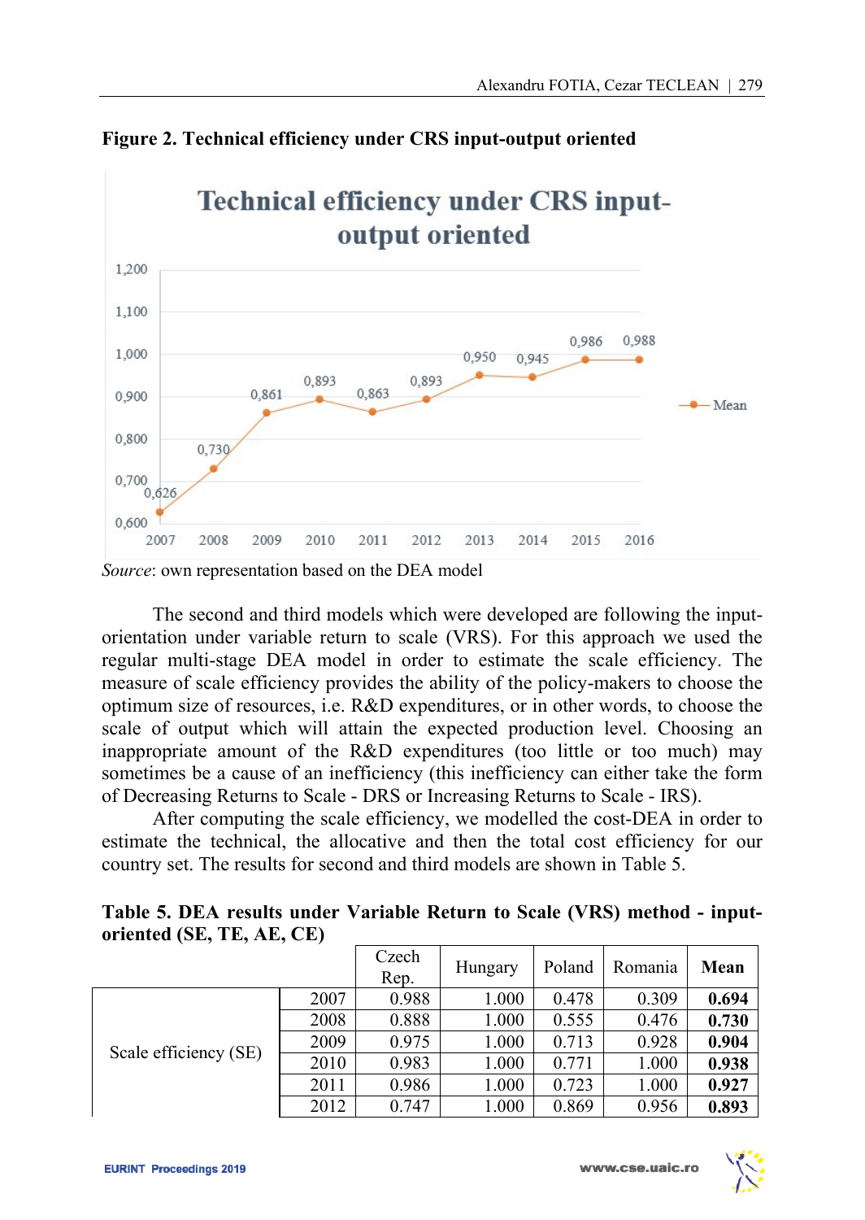**Figure 2. Technical efficiency under CRS input-output oriented**

*Source*: own representation based on the DEA model

The second and third models which were developed are following the input-orientation under variable return to scale (VRS). For this approach we used the regular multi-stage DEA model in order to estimate the scale efficiency. The measure of scale efficiency provides the ability of the policy-makers to choose the optimum size of resources, i.e. R&D expenditures, or in other words, to choose the scale of output which will attain the expected production level. Choosing an inappropriate amount of the R&D expenditures (too little or too much) may sometimes be a cause of an inefficiency (this inefficiency can either take the form of Decreasing Returns to Scale - DRS or Increasing Returns to Scale - IRS).

After computing the scale efficiency, we modelled the cost-DEA in order to estimate the technical, the allocative and then the total cost efficiency for our country set. The results for second and third models are shown in Table 5.

**Table 5. DEA results under Variable Return to Scale (VRS) method - input-oriented (SE, TE, AE, CE)**

| | | Czech Rep. | Hungary | Poland | Romania | **Mean** |
|---|---|---|---|---|---|---|
| Scale efficiency (SE) | 2007 | 0.988 | 1.000 | 0.478 | 0.309 | **0.694** |
| | 2008 | 0.888 | 1.000 | 0.555 | 0.476 | **0.730** |
| | 2009 | 0.975 | 1.000 | 0.713 | 0.928 | **0.904** |
| | 2010 | 0.983 | 1.000 | 0.771 | 1.000 | **0.938** |
| | 2011 | 0.986 | 1.000 | 0.723 | 1.000 | **0.927** |
| | 2012 | 0.747 | 1.000 | 0.869 | 0.956 | **0.893** |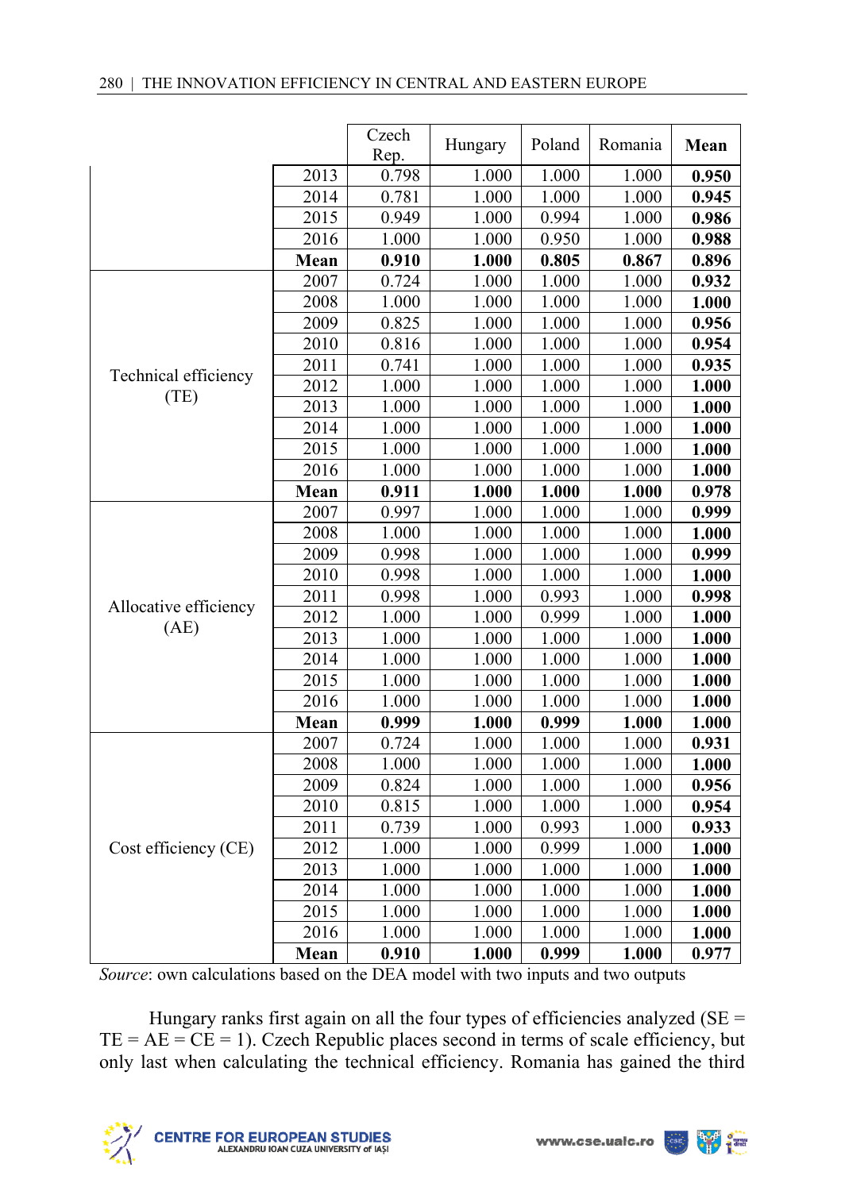| | | Czech Rep. | Hungary | Poland | Romania | **Mean** |
|---|---|---|---|---|---|---|
| | 2013 | 0.798 | 1.000 | 1.000 | 1.000 | **0.950** |
| | 2014 | 0.781 | 1.000 | 1.000 | 1.000 | **0.945** |
| | 2015 | 0.949 | 1.000 | 0.994 | 1.000 | **0.986** |
| | 2016 | 1.000 | 1.000 | 0.950 | 1.000 | **0.988** |
| | **Mean** | **0.910** | **1.000** | **0.805** | **0.867** | 0.896 |
| Technical efficiency (TE) | 2007 | 0.724 | 1.000 | 1.000 | 1.000 | **0.932** |
| | 2008 | 1.000 | 1.000 | 1.000 | 1.000 | **1.000** |
| | 2009 | 0.825 | 1.000 | 1.000 | 1.000 | **0.956** |
| | 2010 | 0.816 | 1.000 | 1.000 | 1.000 | **0.954** |
| | 2011 | 0.741 | 1.000 | 1.000 | 1.000 | **0.935** |
| | 2012 | 1.000 | 1.000 | 1.000 | 1.000 | **1.000** |
| | 2013 | 1.000 | 1.000 | 1.000 | 1.000 | **1.000** |
| | 2014 | 1.000 | 1.000 | 1.000 | 1.000 | **1.000** |
| | 2015 | 1.000 | 1.000 | 1.000 | 1.000 | **1.000** |
| | 2016 | 1.000 | 1.000 | 1.000 | 1.000 | **1.000** |
| | **Mean** | **0.911** | **1.000** | **1.000** | **1.000** | 0.978 |
| Allocative efficiency (AE) | 2007 | 0.997 | 1.000 | 1.000 | 1.000 | **0.999** |
| | 2008 | 1.000 | 1.000 | 1.000 | 1.000 | **1.000** |
| | 2009 | 0.998 | 1.000 | 1.000 | 1.000 | **0.999** |
| | 2010 | 0.998 | 1.000 | 1.000 | 1.000 | **1.000** |
| | 2011 | 0.998 | 1.000 | 0.993 | 1.000 | **0.998** |
| | 2012 | 1.000 | 1.000 | 0.999 | 1.000 | **1.000** |
| | 2013 | 1.000 | 1.000 | 1.000 | 1.000 | **1.000** |
| | 2014 | 1.000 | 1.000 | 1.000 | 1.000 | **1.000** |
| | 2015 | 1.000 | 1.000 | 1.000 | 1.000 | **1.000** |
| | 2016 | 1.000 | 1.000 | 1.000 | 1.000 | **1.000** |
| | **Mean** | **0.999** | **1.000** | **0.999** | **1.000** | 1.000 |
| Cost efficiency (CE) | 2007 | 0.724 | 1.000 | 1.000 | 1.000 | **0.931** |
| | 2008 | 1.000 | 1.000 | 1.000 | 1.000 | **1.000** |
| | 2009 | 0.824 | 1.000 | 1.000 | 1.000 | **0.956** |
| | 2010 | 0.815 | 1.000 | 1.000 | 1.000 | **0.954** |
| | 2011 | 0.739 | 1.000 | 0.993 | 1.000 | **0.933** |
| | 2012 | 1.000 | 1.000 | 0.999 | 1.000 | **1.000** |
| | 2013 | 1.000 | 1.000 | 1.000 | 1.000 | **1.000** |
| | 2014 | 1.000 | 1.000 | 1.000 | 1.000 | **1.000** |
| | 2015 | 1.000 | 1.000 | 1.000 | 1.000 | **1.000** |
| | 2016 | 1.000 | 1.000 | 1.000 | 1.000 | **1.000** |
| | **Mean** | **0.910** | **1.000** | **0.999** | **1.000** | 0.977 |

*Source*: own calculations based on the DEA model with two inputs and two outputs

Hungary ranks first again on all the four types of efficiencies analyzed (SE = TE = AE = CE = 1). Czech Republic places second in terms of scale efficiency, but only last when calculating the technical efficiency. Romania has gained the third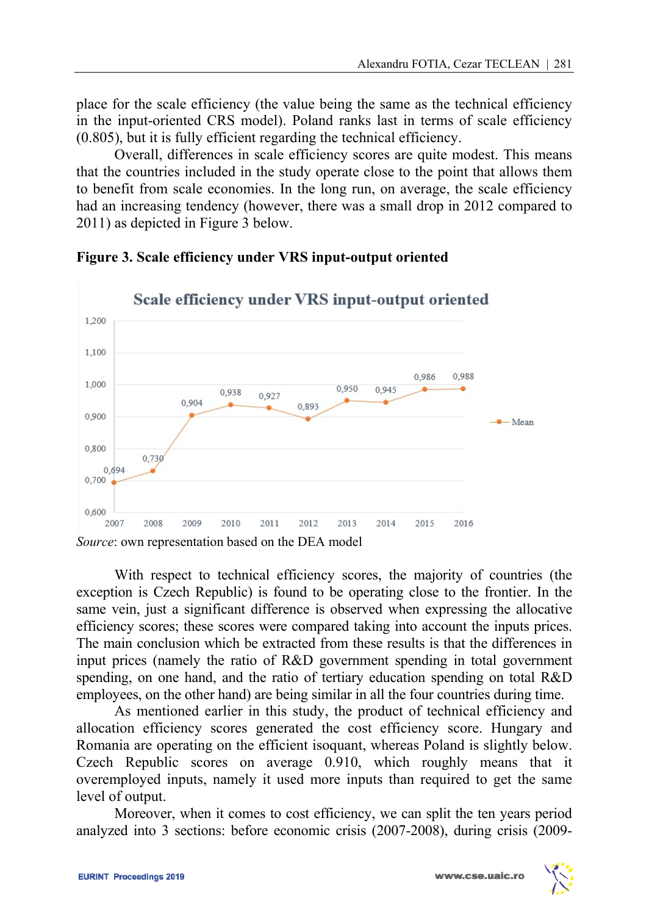place for the scale efficiency (the value being the same as the technical efficiency in the input-oriented CRS model). Poland ranks last in terms of scale efficiency (0.805), but it is fully efficient regarding the technical efficiency.

Overall, differences in scale efficiency scores are quite modest. This means that the countries included in the study operate close to the point that allows them to benefit from scale economies. In the long run, on average, the scale efficiency had an increasing tendency (however, there was a small drop in 2012 compared to 2011) as depicted in Figure 3 below.

**Figure 3. Scale efficiency under VRS input-output oriented**

*Source*: own representation based on the DEA model

With respect to technical efficiency scores, the majority of countries (the exception is Czech Republic) is found to be operating close to the frontier. In the same vein, just a significant difference is observed when expressing the allocative efficiency scores; these scores were compared taking into account the inputs prices. The main conclusion which be extracted from these results is that the differences in input prices (namely the ratio of R&D government spending in total government spending, on one hand, and the ratio of tertiary education spending on total R&D employees, on the other hand) are being similar in all the four countries during time.

As mentioned earlier in this study, the product of technical efficiency and allocation efficiency scores generated the cost efficiency score. Hungary and Romania are operating on the efficient isoquant, whereas Poland is slightly below. Czech Republic scores on average 0.910, which roughly means that it overemployed inputs, namely it used more inputs than required to get the same level of output.

Moreover, when it comes to cost efficiency, we can split the ten years period analyzed into 3 sections: before economic crisis (2007-2008), during crisis (2009-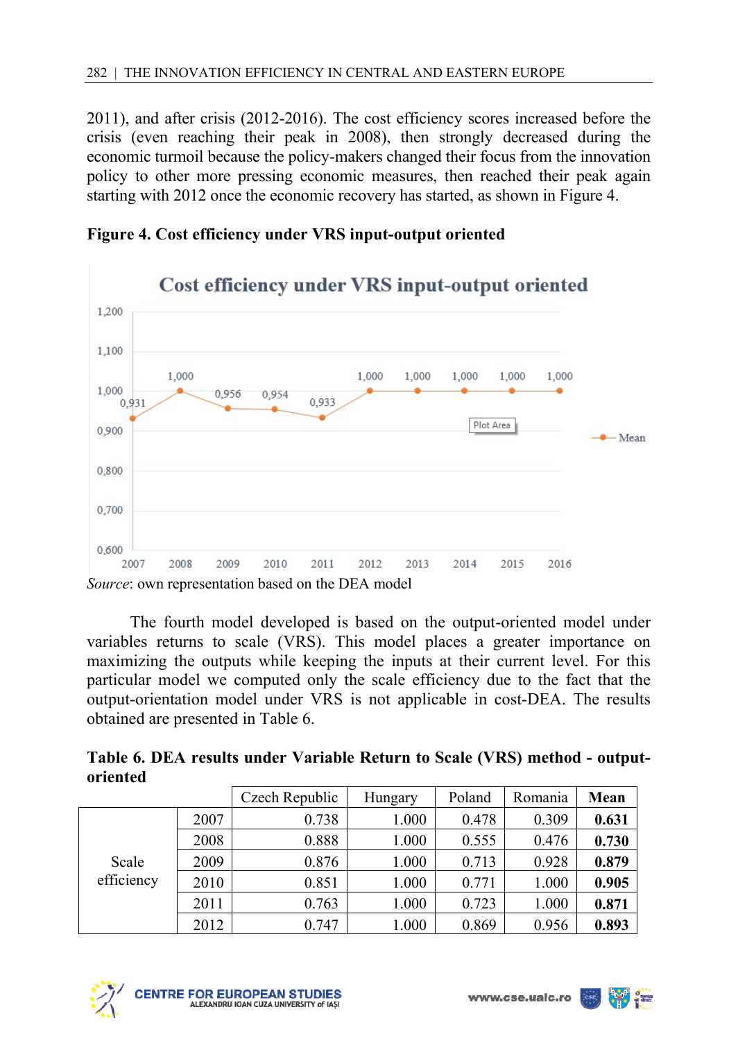2011), and after crisis (2012-2016). The cost efficiency scores increased before the crisis (even reaching their peak in 2008), then strongly decreased during the economic turmoil because the policy-makers changed their focus from the innovation policy to other more pressing economic measures, then reached their peak again starting with 2012 once the economic recovery has started, as shown in Figure 4.

**Figure 4. Cost efficiency under VRS input-output oriented**

*Source*: own representation based on the DEA model

The fourth model developed is based on the output-oriented model under variables returns to scale (VRS). This model places a greater importance on maximizing the outputs while keeping the inputs at their current level. For this particular model we computed only the scale efficiency due to the fact that the output-orientation model under VRS is not applicable in cost-DEA. The results obtained are presented in Table 6.

**Table 6. DEA results under Variable Return to Scale (VRS) method - output-oriented**

| | | Czech Republic | Hungary | Poland | Romania | **Mean** |
|---|---|---|---|---|---|---|
| Scale efficiency | 2007 | 0.738 | 1.000 | 0.478 | 0.309 | **0.631** |
| | 2008 | 0.888 | 1.000 | 0.555 | 0.476 | **0.730** |
| | 2009 | 0.876 | 1.000 | 0.713 | 0.928 | **0.879** |
| | 2010 | 0.851 | 1.000 | 0.771 | 1.000 | **0.905** |
| | 2011 | 0.763 | 1.000 | 0.723 | 1.000 | **0.871** |
| | 2012 | 0.747 | 1.000 | 0.869 | 0.956 | **0.893** |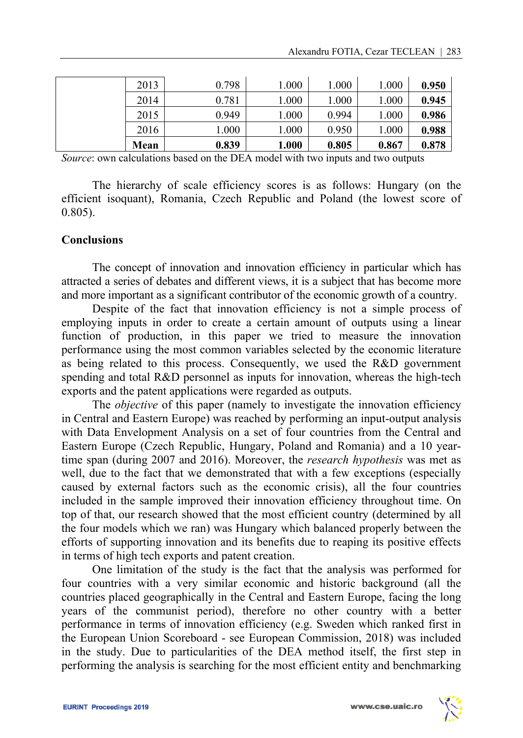|  | 2013 | 0.798 | 1.000 | 1.000 | 1.000 | **0.950** |
|---|---|---|---|---|---|---|
|  | 2014 | 0.781 | 1.000 | 1.000 | 1.000 | **0.945** |
|  | 2015 | 0.949 | 1.000 | 0.994 | 1.000 | **0.986** |
|  | 2016 | 1.000 | 1.000 | 0.950 | 1.000 | **0.988** |
|  | **Mean** | **0.839** | **1.000** | **0.805** | **0.867** | **0.878** |

*Source*: own calculations based on the DEA model with two inputs and two outputs

The hierarchy of scale efficiency scores is as follows: Hungary (on the efficient isoquant), Romania, Czech Republic and Poland (the lowest score of 0.805).

## Conclusions

The concept of innovation and innovation efficiency in particular which has attracted a series of debates and different views, it is a subject that has become more and more important as a significant contributor of the economic growth of a country.

Despite of the fact that innovation efficiency is not a simple process of employing inputs in order to create a certain amount of outputs using a linear function of production, in this paper we tried to measure the innovation performance using the most common variables selected by the economic literature as being related to this process. Consequently, we used the R&D government spending and total R&D personnel as inputs for innovation, whereas the high-tech exports and the patent applications were regarded as outputs.

The *objective* of this paper (namely to investigate the innovation efficiency in Central and Eastern Europe) was reached by performing an input-output analysis with Data Envelopment Analysis on a set of four countries from the Central and Eastern Europe (Czech Republic, Hungary, Poland and Romania) and a 10 year-time span (during 2007 and 2016). Moreover, the *research hypothesis* was met as well, due to the fact that we demonstrated that with a few exceptions (especially caused by external factors such as the economic crisis), all the four countries included in the sample improved their innovation efficiency throughout time. On top of that, our research showed that the most efficient country (determined by all the four models which we ran) was Hungary which balanced properly between the efforts of supporting innovation and its benefits due to reaping its positive effects in terms of high tech exports and patent creation.

One limitation of the study is the fact that the analysis was performed for four countries with a very similar economic and historic background (all the countries placed geographically in the Central and Eastern Europe, facing the long years of the communist period), therefore no other country with a better performance in terms of innovation efficiency (e.g. Sweden which ranked first in the European Union Scoreboard - see European Commission, 2018) was included in the study. Due to particularities of the DEA method itself, the first step in performing the analysis is searching for the most efficient entity and benchmarking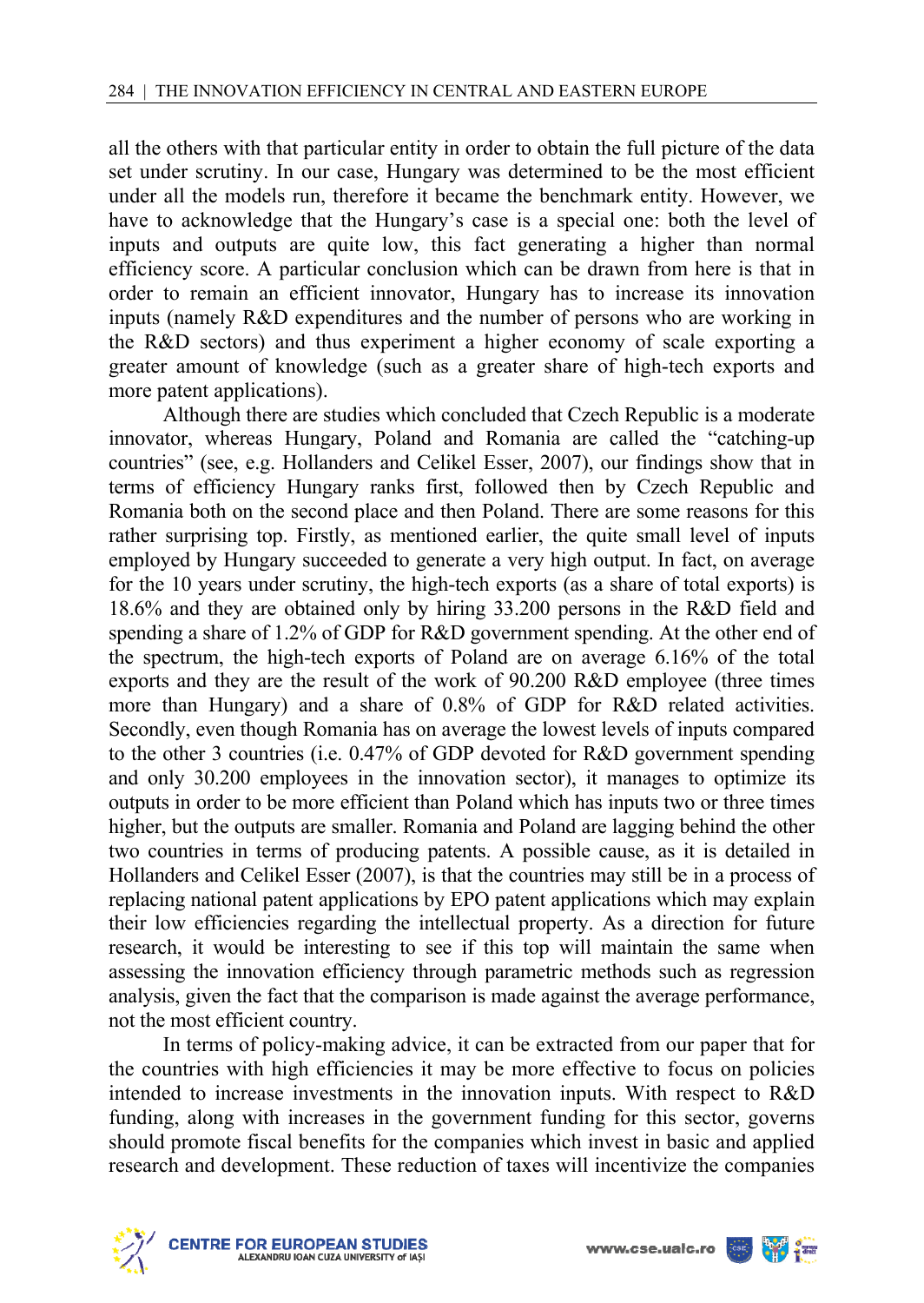all the others with that particular entity in order to obtain the full picture of the data set under scrutiny. In our case, Hungary was determined to be the most efficient under all the models run, therefore it became the benchmark entity. However, we have to acknowledge that the Hungary's case is a special one: both the level of inputs and outputs are quite low, this fact generating a higher than normal efficiency score. A particular conclusion which can be drawn from here is that in order to remain an efficient innovator, Hungary has to increase its innovation inputs (namely R&D expenditures and the number of persons who are working in the R&D sectors) and thus experiment a higher economy of scale exporting a greater amount of knowledge (such as a greater share of high-tech exports and more patent applications).

Although there are studies which concluded that Czech Republic is a moderate innovator, whereas Hungary, Poland and Romania are called the "catching-up countries" (see, e.g. Hollanders and Celikel Esser, 2007), our findings show that in terms of efficiency Hungary ranks first, followed then by Czech Republic and Romania both on the second place and then Poland. There are some reasons for this rather surprising top. Firstly, as mentioned earlier, the quite small level of inputs employed by Hungary succeeded to generate a very high output. In fact, on average for the 10 years under scrutiny, the high-tech exports (as a share of total exports) is 18.6% and they are obtained only by hiring 33.200 persons in the R&D field and spending a share of 1.2% of GDP for R&D government spending. At the other end of the spectrum, the high-tech exports of Poland are on average 6.16% of the total exports and they are the result of the work of 90.200 R&D employee (three times more than Hungary) and a share of 0.8% of GDP for R&D related activities. Secondly, even though Romania has on average the lowest levels of inputs compared to the other 3 countries (i.e. 0.47% of GDP devoted for R&D government spending and only 30.200 employees in the innovation sector), it manages to optimize its outputs in order to be more efficient than Poland which has inputs two or three times higher, but the outputs are smaller. Romania and Poland are lagging behind the other two countries in terms of producing patents. A possible cause, as it is detailed in Hollanders and Celikel Esser (2007), is that the countries may still be in a process of replacing national patent applications by EPO patent applications which may explain their low efficiencies regarding the intellectual property. As a direction for future research, it would be interesting to see if this top will maintain the same when assessing the innovation efficiency through parametric methods such as regression analysis, given the fact that the comparison is made against the average performance, not the most efficient country.

In terms of policy-making advice, it can be extracted from our paper that for the countries with high efficiencies it may be more effective to focus on policies intended to increase investments in the innovation inputs. With respect to R&D funding, along with increases in the government funding for this sector, governs should promote fiscal benefits for the companies which invest in basic and applied research and development. These reduction of taxes will incentivize the companies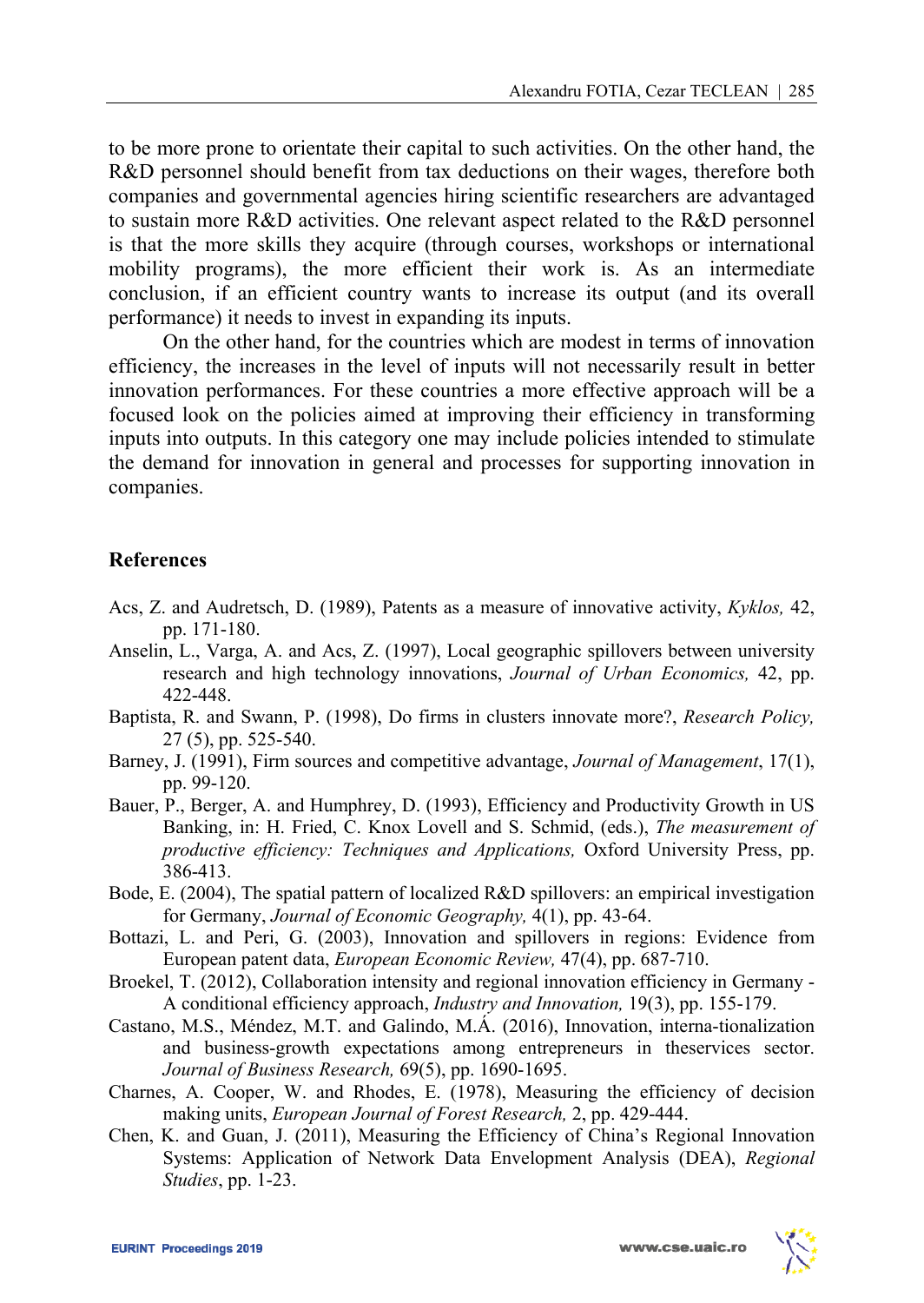to be more prone to orientate their capital to such activities. On the other hand, the R&D personnel should benefit from tax deductions on their wages, therefore both companies and governmental agencies hiring scientific researchers are advantaged to sustain more R&D activities. One relevant aspect related to the R&D personnel is that the more skills they acquire (through courses, workshops or international mobility programs), the more efficient their work is. As an intermediate conclusion, if an efficient country wants to increase its output (and its overall performance) it needs to invest in expanding its inputs.

On the other hand, for the countries which are modest in terms of innovation efficiency, the increases in the level of inputs will not necessarily result in better innovation performances. For these countries a more effective approach will be a focused look on the policies aimed at improving their efficiency in transforming inputs into outputs. In this category one may include policies intended to stimulate the demand for innovation in general and processes for supporting innovation in companies.

## References

Acs, Z. and Audretsch, D. (1989), Patents as a measure of innovative activity, *Kyklos,* 42, pp. 171-180.

Anselin, L., Varga, A. and Acs, Z. (1997), Local geographic spillovers between university research and high technology innovations, *Journal of Urban Economics,* 42, pp. 422-448.

Baptista, R. and Swann, P. (1998), Do firms in clusters innovate more?, *Research Policy,* 27 (5), pp. 525-540.

Barney, J. (1991), Firm sources and competitive advantage, *Journal of Management*, 17(1), pp. 99-120.

Bauer, P., Berger, A. and Humphrey, D. (1993), Efficiency and Productivity Growth in US Banking, in: H. Fried, C. Knox Lovell and S. Schmid, (eds.), *The measurement of productive efficiency: Techniques and Applications,* Oxford University Press, pp. 386-413.

Bode, E. (2004), The spatial pattern of localized R&D spillovers: an empirical investigation for Germany, *Journal of Economic Geography,* 4(1), pp. 43-64.

Bottazi, L. and Peri, G. (2003), Innovation and spillovers in regions: Evidence from European patent data, *European Economic Review,* 47(4), pp. 687-710.

Broekel, T. (2012), Collaboration intensity and regional innovation efficiency in Germany - A conditional efficiency approach, *Industry and Innovation,* 19(3), pp. 155-179.

Castano, M.S., Méndez, M.T. and Galindo, M.Á. (2016), Innovation, interna-tionalization and business-growth expectations among entrepreneurs in theservices sector. *Journal of Business Research,* 69(5), pp. 1690-1695.

Charnes, A. Cooper, W. and Rhodes, E. (1978), Measuring the efficiency of decision making units, *European Journal of Forest Research,* 2, pp. 429-444.

Chen, K. and Guan, J. (2011), Measuring the Efficiency of China's Regional Innovation Systems: Application of Network Data Envelopment Analysis (DEA), *Regional Studies*, pp. 1-23.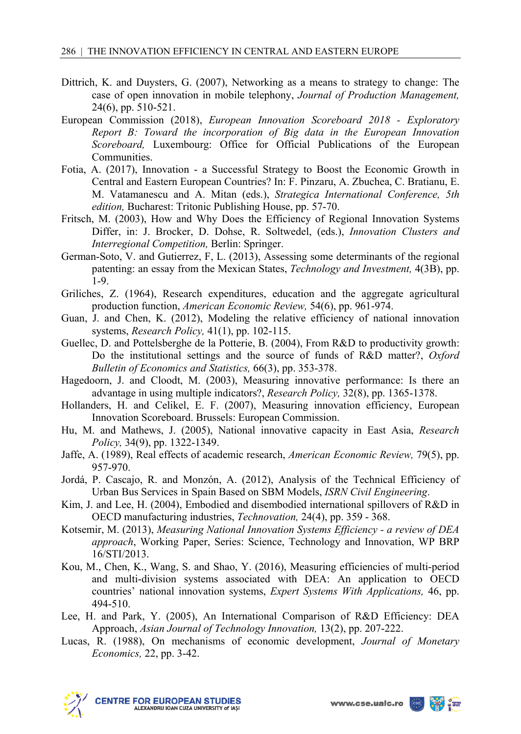Dittrich, K. and Duysters, G. (2007), Networking as a means to strategy to change: The case of open innovation in mobile telephony, *Journal of Production Management,* 24(6), pp. 510-521.

European Commission (2018), *European Innovation Scoreboard 2018 - Exploratory Report B: Toward the incorporation of Big data in the European Innovation Scoreboard,* Luxembourg: Office for Official Publications of the European Communities.

Fotia, A. (2017), Innovation - a Successful Strategy to Boost the Economic Growth in Central and Eastern European Countries? In: F. Pinzaru, A. Zbuchea, C. Bratianu, E. M. Vatamanescu and A. Mitan (eds.), *Strategica International Conference, 5th edition,* Bucharest: Tritonic Publishing House, pp. 57-70.

Fritsch, M. (2003), How and Why Does the Efficiency of Regional Innovation Systems Differ, in: J. Brocker, D. Dohse, R. Soltwedel, (eds.), *Innovation Clusters and Interregional Competition,* Berlin: Springer.

German-Soto, V. and Gutierrez, F, L. (2013), Assessing some determinants of the regional patenting: an essay from the Mexican States, *Technology and Investment,* 4(3B), pp. 1-9.

Griliches, Z. (1964), Research expenditures, education and the aggregate agricultural production function, *American Economic Review,* 54(6), pp. 961-974.

Guan, J. and Chen, K. (2012), Modeling the relative efficiency of national innovation systems, *Research Policy,* 41(1), pp. 102-115.

Guellec, D. and Pottelsberghe de la Potterie, B. (2004), From R&D to productivity growth: Do the institutional settings and the source of funds of R&D matter?, *Oxford Bulletin of Economics and Statistics,* 66(3), pp. 353-378.

Hagedoorn, J. and Cloodt, M. (2003), Measuring innovative performance: Is there an advantage in using multiple indicators?, *Research Policy,* 32(8), pp. 1365-1378.

Hollanders, H. and Celikel, E. F. (2007), Measuring innovation efficiency, European Innovation Scoreboard. Brussels: European Commission.

Hu, M. and Mathews, J. (2005), National innovative capacity in East Asia, *Research Policy,* 34(9), pp. 1322-1349.

Jaffe, A. (1989), Real effects of academic research, *American Economic Review,* 79(5), pp. 957-970.

Jordá, P. Cascajo, R. and Monzón, A. (2012), Analysis of the Technical Efficiency of Urban Bus Services in Spain Based on SBM Models, *ISRN Civil Engineering*.

Kim, J. and Lee, H. (2004), Embodied and disembodied international spillovers of R&D in OECD manufacturing industries, *Technovation,* 24(4), pp. 359 - 368.

Kotsemir, M. (2013), *Measuring National Innovation Systems Efficiency - a review of DEA approach*, Working Paper, Series: Science, Technology and Innovation, WP BRP 16/STI/2013.

Kou, M., Chen, K., Wang, S. and Shao, Y. (2016), Measuring efficiencies of multi-period and multi-division systems associated with DEA: An application to OECD countries' national innovation systems, *Expert Systems With Applications,* 46, pp. 494-510.

Lee, H. and Park, Y. (2005), An International Comparison of R&D Efficiency: DEA Approach, *Asian Journal of Technology Innovation,* 13(2), pp. 207-222.

Lucas, R. (1988), On mechanisms of economic development, *Journal of Monetary Economics,* 22, pp. 3-42.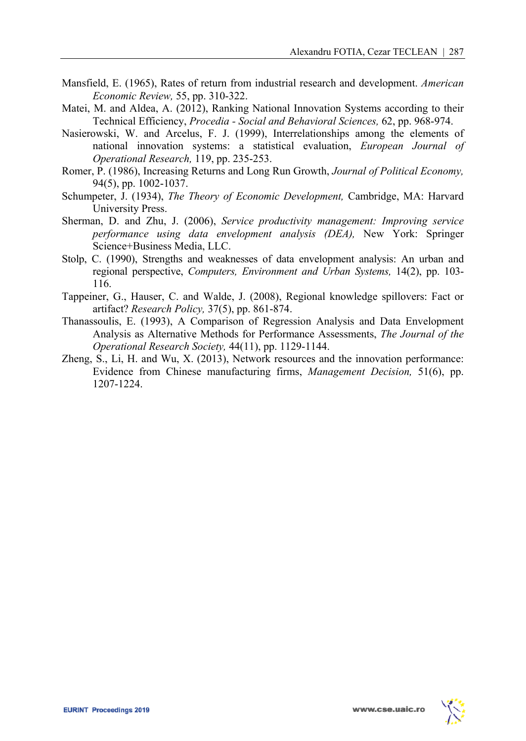Mansfield, E. (1965), Rates of return from industrial research and development. *American Economic Review,* 55, pp. 310-322.

Matei, M. and Aldea, A. (2012), Ranking National Innovation Systems according to their Technical Efficiency, *Procedia - Social and Behavioral Sciences,* 62, pp. 968-974.

Nasierowski, W. and Arcelus, F. J. (1999), Interrelationships among the elements of national innovation systems: a statistical evaluation, *European Journal of Operational Research,* 119, pp. 235-253.

Romer, P. (1986), Increasing Returns and Long Run Growth, *Journal of Political Economy,* 94(5), pp. 1002-1037.

Schumpeter, J. (1934), *The Theory of Economic Development,* Cambridge, MA: Harvard University Press.

Sherman, D. and Zhu, J. (2006), *Service productivity management: Improving service performance using data envelopment analysis (DEA),* New York: Springer Science+Business Media, LLC.

Stolp, C. (1990), Strengths and weaknesses of data envelopment analysis: An urban and regional perspective, *Computers, Environment and Urban Systems,* 14(2), pp. 103-116.

Tappeiner, G., Hauser, C. and Walde, J. (2008), Regional knowledge spillovers: Fact or artifact? *Research Policy,* 37(5), pp. 861-874.

Thanassoulis, E. (1993), A Comparison of Regression Analysis and Data Envelopment Analysis as Alternative Methods for Performance Assessments, *The Journal of the Operational Research Society,* 44(11), pp. 1129-1144.

Zheng, S., Li, H. and Wu, X. (2013), Network resources and the innovation performance: Evidence from Chinese manufacturing firms, *Management Decision,* 51(6), pp. 1207-1224.